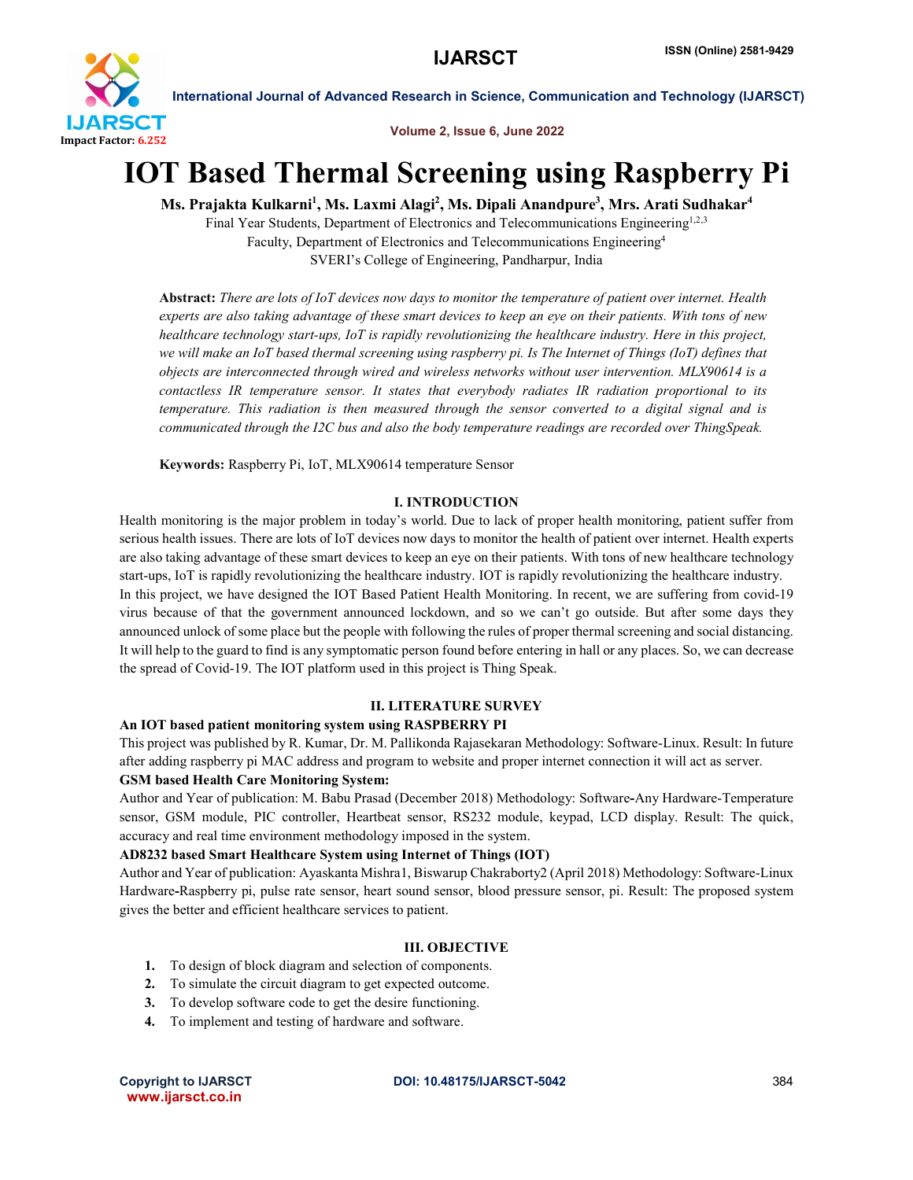# IOT Based Thermal Screening using Raspberry Pi

**Ms. Prajakta Kulkarni[1], Ms. Laxmi Alagi[2], Ms. Dipali Anandpure[3], Mrs. Arati Sudhakar[4]**

Final Year Students, Department of Electronics and Telecommunications Engineering[1,2,3]

Faculty, Department of Electronics and Telecommunications Engineering[4]

SVERI's College of Engineering, Pandharpur, India

**Abstract:** *There are lots of IoT devices now days to monitor the temperature of patient over internet. Health experts are also taking advantage of these smart devices to keep an eye on their patients. With tons of new healthcare technology start-ups, IoT is rapidly revolutionizing the healthcare industry. Here in this project, we will make an IoT based thermal screening using raspberry pi. Is The Internet of Things (IoT) defines that objects are interconnected through wired and wireless networks without user intervention. MLX90614 is a contactless IR temperature sensor. It states that everybody radiates IR radiation proportional to its temperature. This radiation is then measured through the sensor converted to a digital signal and is communicated through the I2C bus and also the body temperature readings are recorded over ThingSpeak.*

**Keywords:** Raspberry Pi, IoT, MLX90614 temperature Sensor

## I. INTRODUCTION

Health monitoring is the major problem in today's world. Due to lack of proper health monitoring, patient suffer from serious health issues. There are lots of IoT devices now days to monitor the health of patient over internet. Health experts are also taking advantage of these smart devices to keep an eye on their patients. With tons of new healthcare technology start-ups, IoT is rapidly revolutionizing the healthcare industry. IOT is rapidly revolutionizing the healthcare industry.

In this project, we have designed the IOT Based Patient Health Monitoring. In recent, we are suffering from covid-19 virus because of that the government announced lockdown, and so we can't go outside. But after some days they announced unlock of some place but the people with following the rules of proper thermal screening and social distancing. It will help to the guard to find is any symptomatic person found before entering in hall or any places. So, we can decrease the spread of Covid-19. The IOT platform used in this project is Thing Speak.

## II. LITERATURE SURVEY

**An IOT based patient monitoring system using RASPBERRY PI**

This project was published by R. Kumar, Dr. M. Pallikonda Rajasekaran Methodology: Software-Linux. Result: In future after adding raspberry pi MAC address and program to website and proper internet connection it will act as server.

**GSM based Health Care Monitoring System:**

Author and Year of publication: M. Babu Prasad (December 2018) Methodology: Software-Any Hardware-Temperature sensor, GSM module, PIC controller, Heartbeat sensor, RS232 module, keypad, LCD display. Result: The quick, accuracy and real time environment methodology imposed in the system.

**AD8232 based Smart Healthcare System using Internet of Things (IOT)**

Author and Year of publication: Ayaskanta Mishra1, Biswarup Chakraborty2 (April 2018) Methodology: Software-Linux Hardware-Raspberry pi, pulse rate sensor, heart sound sensor, blood pressure sensor, pi. Result: The proposed system gives the better and efficient healthcare services to patient.

## III. OBJECTIVE

1. To design of block diagram and selection of components.
2. To simulate the circuit diagram to get expected outcome.
3. To develop software code to get the desire functioning.
4. To implement and testing of hardware and software.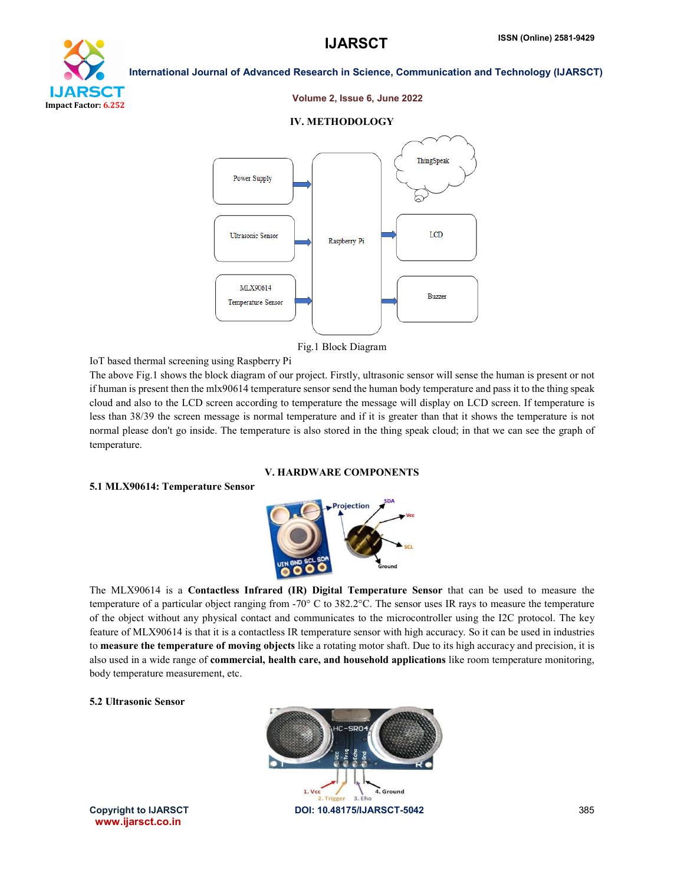## IV. METHODOLOGY

Fig.1 Block Diagram

IoT based thermal screening using Raspberry Pi

The above Fig.1 shows the block diagram of our project. Firstly, ultrasonic sensor will sense the human is present or not if human is present then the mlx90614 temperature sensor send the human body temperature and pass it to the thing speak cloud and also to the LCD screen according to temperature the message will display on LCD screen. If temperature is less than 38/39 the screen message is normal temperature and if it is greater than that it shows the temperature is not normal please don't go inside. The temperature is also stored in the thing speak cloud; in that we can see the graph of temperature.

## V. HARDWARE COMPONENTS

### 5.1 MLX90614: Temperature Sensor

The MLX90614 is a **Contactless Infrared (IR) Digital Temperature Sensor** that can be used to measure the temperature of a particular object ranging from -70° C to 382.2°C. The sensor uses IR rays to measure the temperature of the object without any physical contact and communicates to the microcontroller using the I2C protocol. The key feature of MLX90614 is that it is a contactless IR temperature sensor with high accuracy. So it can be used in industries to **measure the temperature of moving objects** like a rotating motor shaft. Due to its high accuracy and precision, it is also used in a wide range of **commercial, health care, and household applications** like room temperature monitoring, body temperature measurement, etc.

### 5.2 Ultrasonic Sensor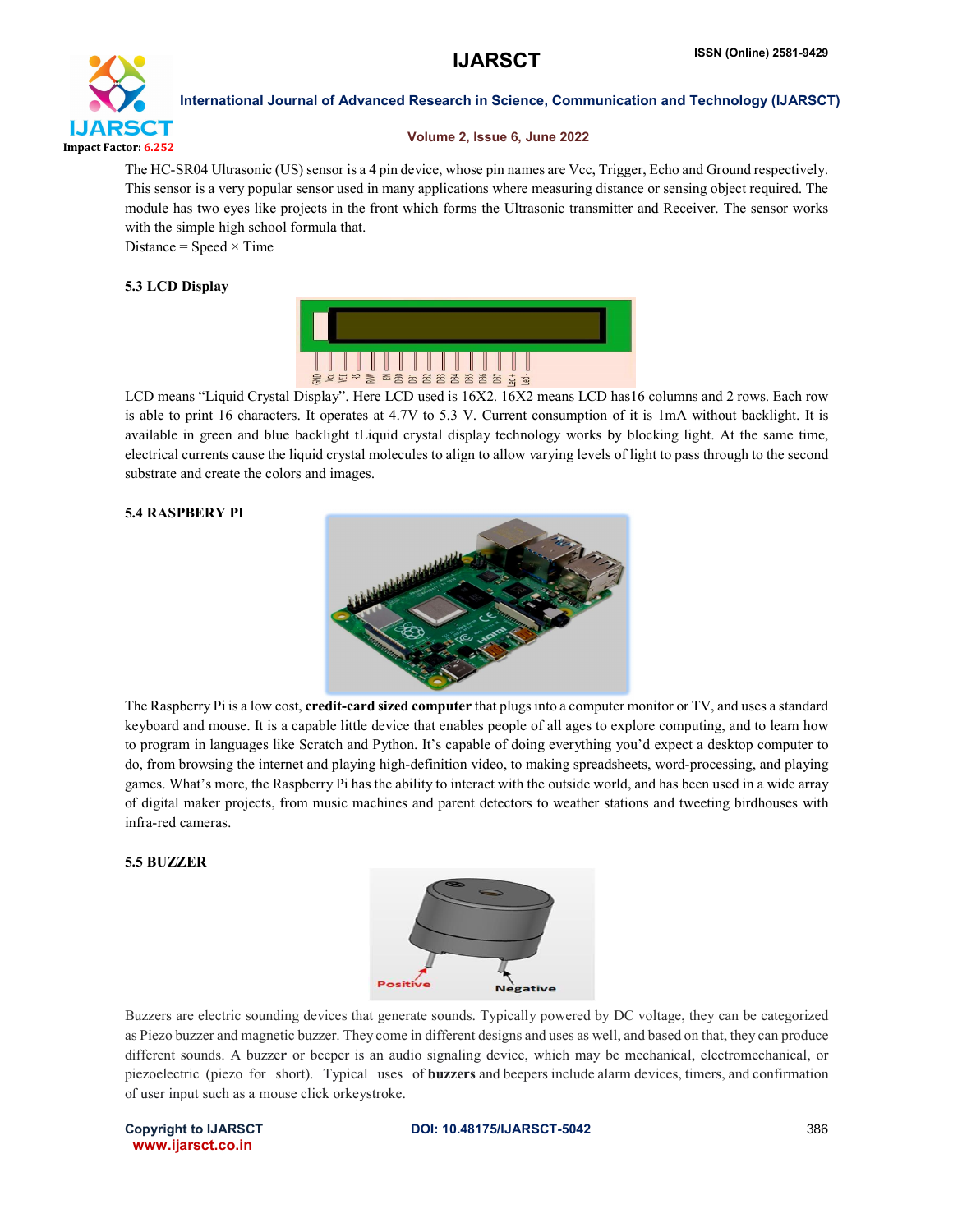The HC-SR04 Ultrasonic (US) sensor is a 4 pin device, whose pin names are Vcc, Trigger, Echo and Ground respectively. This sensor is a very popular sensor used in many applications where measuring distance or sensing object required. The module has two eyes like projects in the front which forms the Ultrasonic transmitter and Receiver. The sensor works with the simple high school formula that.

Distance = Speed × Time

### 5.3 LCD Display

LCD means "Liquid Crystal Display". Here LCD used is 16X2. 16X2 means LCD has16 columns and 2 rows. Each row is able to print 16 characters. It operates at 4.7V to 5.3 V. Current consumption of it is 1mA without backlight. It is available in green and blue backlight tLiquid crystal display technology works by blocking light. At the same time, electrical currents cause the liquid crystal molecules to align to allow varying levels of light to pass through to the second substrate and create the colors and images.

### 5.4 RASPBERY PI

The Raspberry Pi is a low cost, **credit-card sized computer** that plugs into a computer monitor or TV, and uses a standard keyboard and mouse. It is a capable little device that enables people of all ages to explore computing, and to learn how to program in languages like Scratch and Python. It's capable of doing everything you'd expect a desktop computer to do, from browsing the internet and playing high-definition video, to making spreadsheets, word-processing, and playing games. What's more, the Raspberry Pi has the ability to interact with the outside world, and has been used in a wide array of digital maker projects, from music machines and parent detectors to weather stations and tweeting birdhouses with infra-red cameras.

### 5.5 BUZZER

Buzzers are electric sounding devices that generate sounds. Typically powered by DC voltage, they can be categorized as Piezo buzzer and magnetic buzzer. They come in different designs and uses as well, and based on that, they can produce different sounds. A buzze**r** or beeper is an audio signaling device, which may be mechanical, electromechanical, or piezoelectric (piezo for short). Typical uses of **buzzers** and beepers include alarm devices, timers, and confirmation of user input such as a mouse click orkeystroke.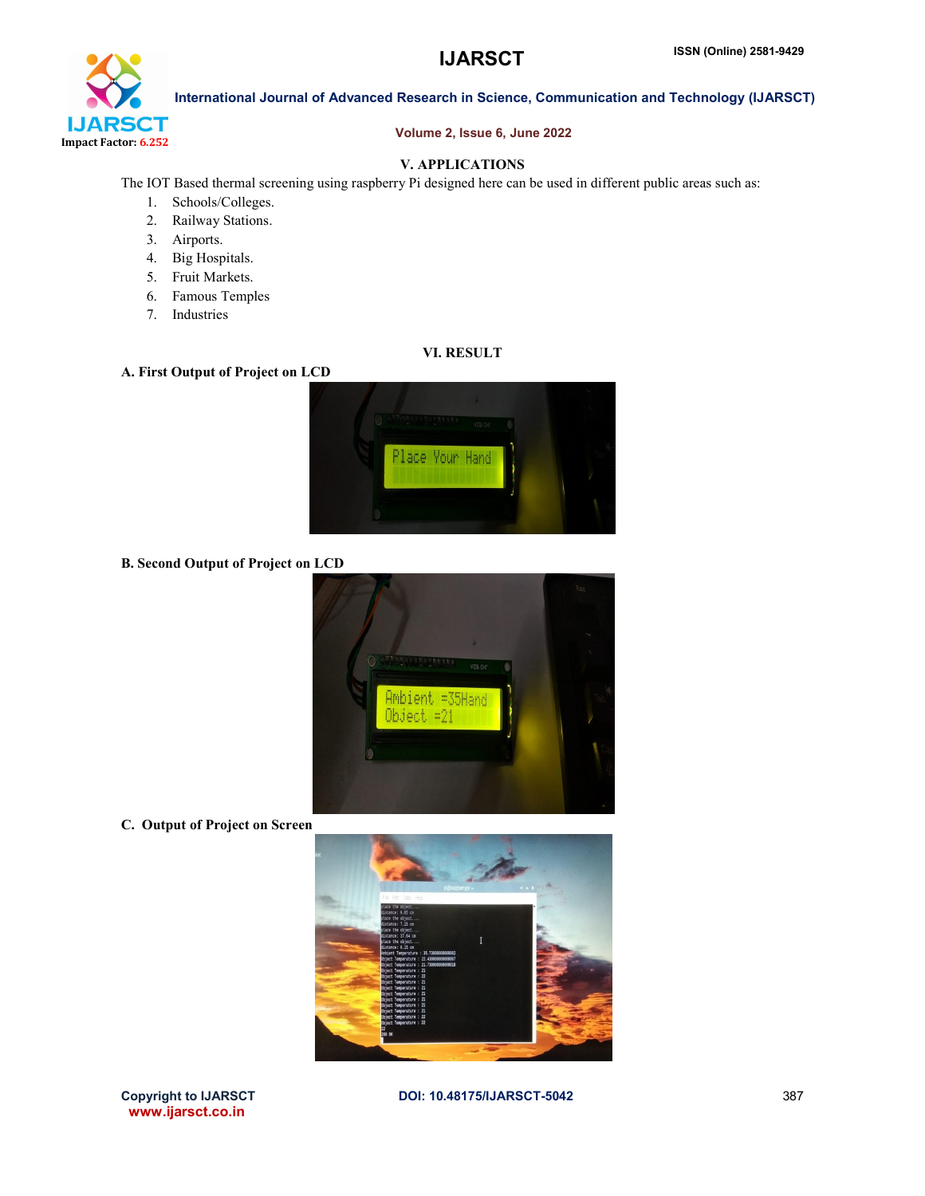## V. APPLICATIONS

The IOT Based thermal screening using raspberry Pi designed here can be used in different public areas such as:

1. Schools/Colleges.
2. Railway Stations.
3. Airports.
4. Big Hospitals.
5. Fruit Markets.
6. Famous Temples
7. Industries

## VI. RESULT

### A. First Output of Project on LCD

### B. Second Output of Project on LCD

### C. Output of Project on Screen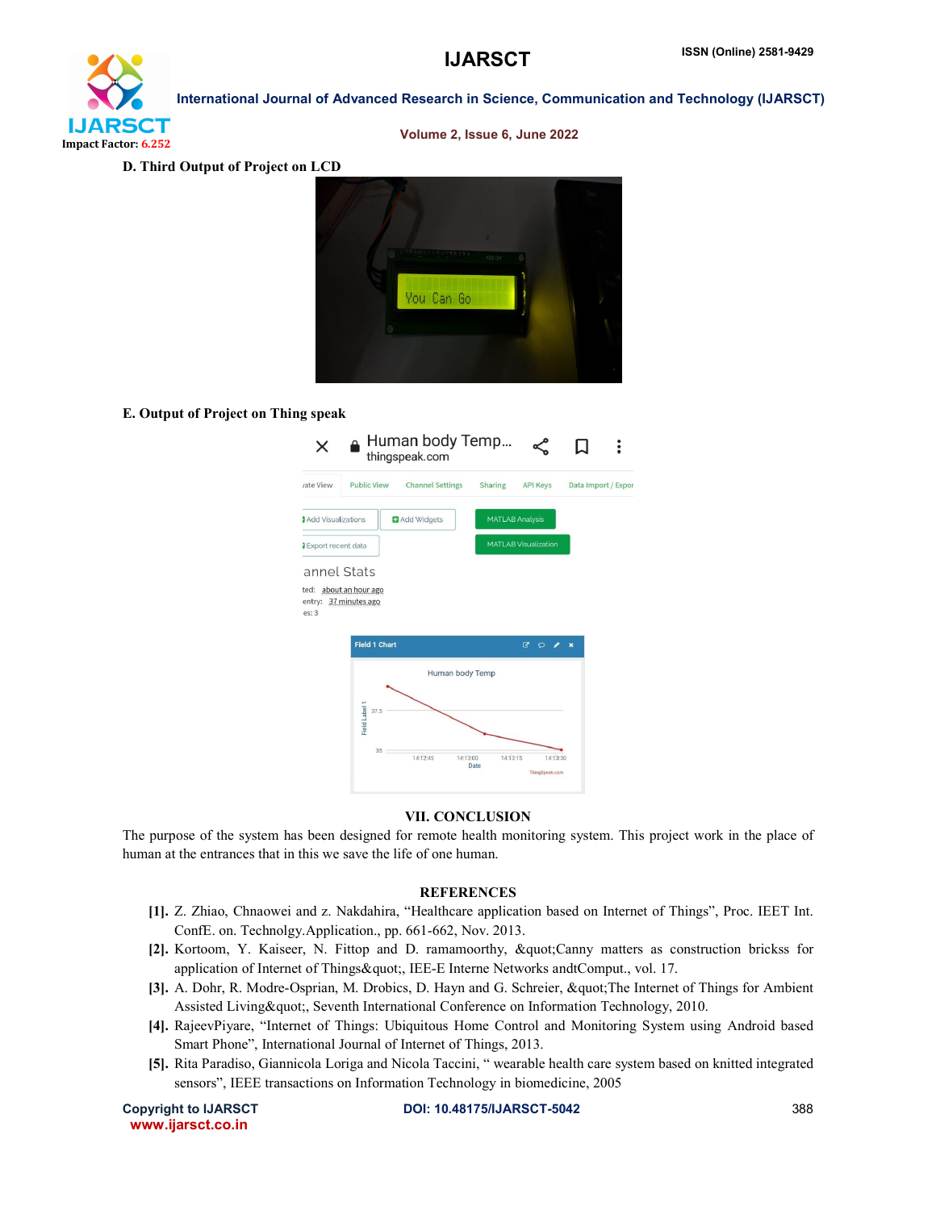D. Third Output of Project on LCD

You Can Go

E. Output of Project on Thing speak

Human body Temp...
thingspeak.com

vate View Public View Channel Settings Sharing API Keys Data Import / Expor

Add Visualizations Add Widgets MATLAB Analysis
Export recent data MATLAB Visualization

annel Stats
ted: about an hour ago
entry: 37 minutes ago
es: 3

Field 1 Chart

Human body Temp

Field Label 1

37.5

35

14:12:45 14:13:00 14:13:15 14:13:30

Date

ThingSpeak.com

## VII. CONCLUSION

The purpose of the system has been designed for remote health monitoring system. This project work in the place of human at the entrances that in this we save the life of one human.

## REFERENCES

[1]. Z. Zhiao, Chnaowei and z. Nakdahira, "Healthcare application based on Internet of Things", Proc. IEET Int. ConfE. on. Technolgy.Application., pp. 661-662, Nov. 2013.

[2]. Kortoom, Y. Kaiseer, N. Fittop and D. ramamoorthy, &quot;Canny matters as construction brickss for application of Internet of Things&quot;, IEE-E Interne Networks andtComput., vol. 17.

[3]. A. Dohr, R. Modre-Osprian, M. Drobics, D. Hayn and G. Schreier, &quot;The Internet of Things for Ambient Assisted Living&quot;, Seventh International Conference on Information Technology, 2010.

[4]. RajeevPiyare, "Internet of Things: Ubiquitous Home Control and Monitoring System using Android based Smart Phone", International Journal of Internet of Things, 2013.

[5]. Rita Paradiso, Giannicola Loriga and Nicola Taccini, " wearable health care system based on knitted integrated sensors", IEEE transactions on Information Technology in biomedicine, 2005